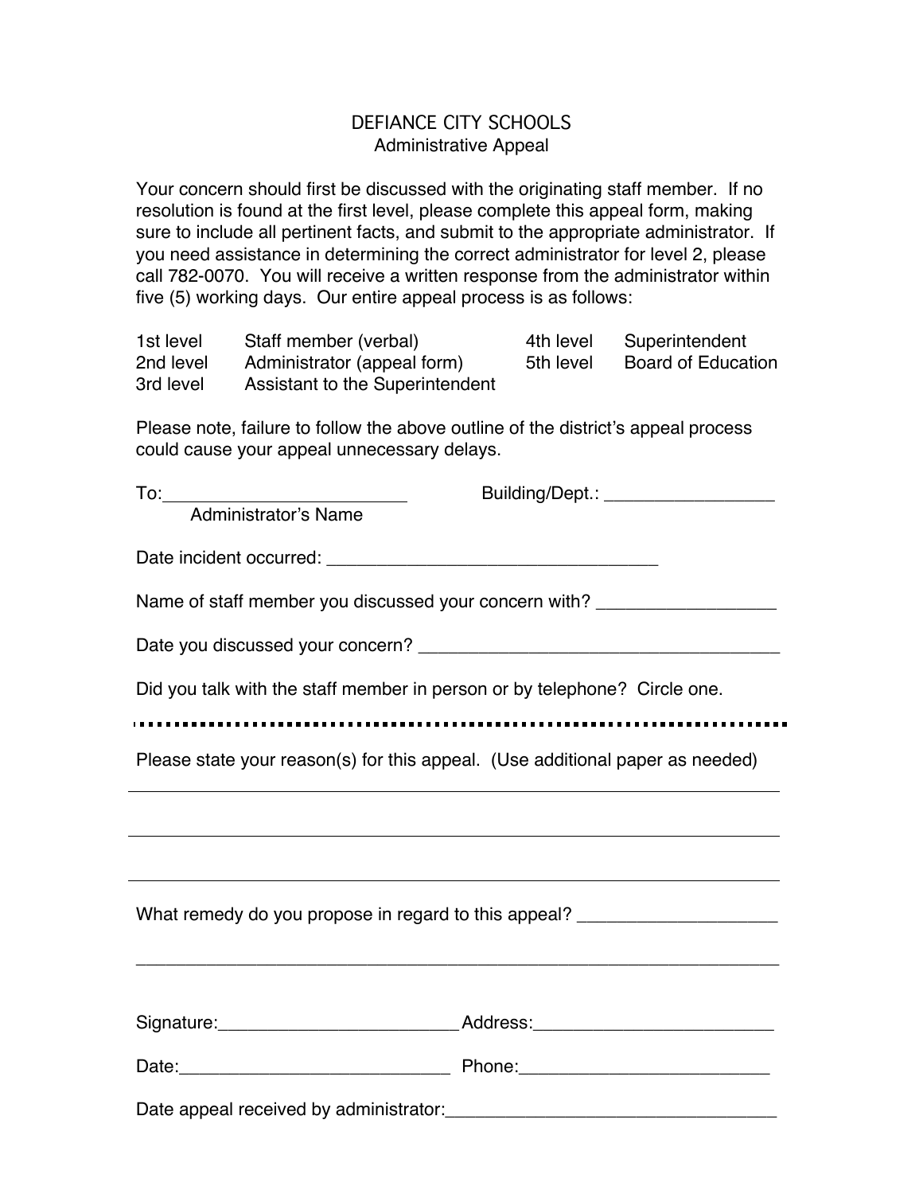# DEFIANCE CITY SCHOOLS

## Administrative Appeal

Your concern should first be discussed with the originating staff member. If no resolution is found at the first level, please complete this appeal form, making sure to include all pertinent facts, and submit to the appropriate administrator. If you need assistance in determining the correct administrator for level 2, please call 782-0070. You will receive a written response from the administrator within five (5) working days. Our entire appeal process is as follows:

| | | | |
|---|---|---|---|
| 1st level | Staff member (verbal) | 4th level | Superintendent |
| 2nd level | Administrator (appeal form) | 5th level | Board of Education |
| 3rd level | Assistant to the Superintendent | | |

Please note, failure to follow the above outline of the district's appeal process could cause your appeal unnecessary delays.

To:_________________________ Building/Dept.: _________________

Administrator's Name

Date incident occurred: _________________________________

Name of staff member you discussed your concern with? __________________

Date you discussed your concern? ____________________________________

Did you talk with the staff member in person or by telephone? Circle one.

---

Please state your reason(s) for this appeal. (Use additional paper as needed)

_____________________________________________________________________

_____________________________________________________________________

_____________________________________________________________________

What remedy do you propose in regard to this appeal? ____________________

_____________________________________________________________________

Signature:________________________ Address:________________________

Date:____________________________ Phone:_________________________

Date appeal received by administrator:__________________________________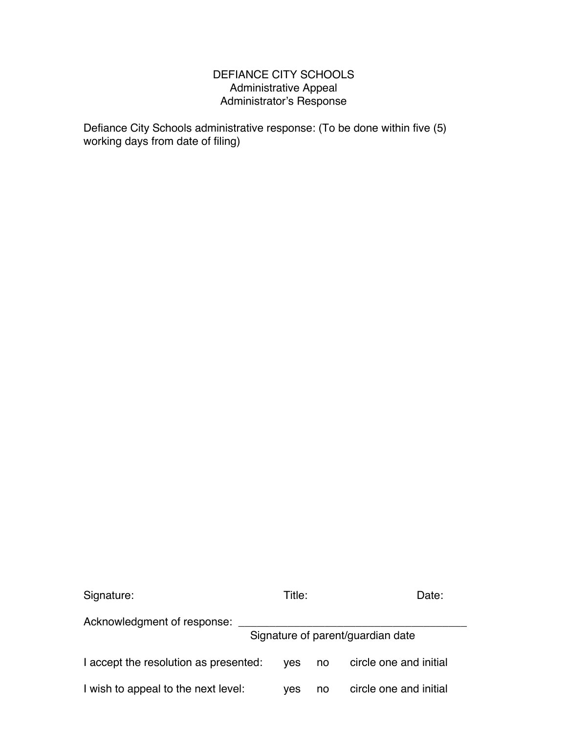# DEFIANCE CITY SCHOOLS
## Administrative Appeal
## Administrator's Response

Defiance City Schools administrative response: (To be done within five (5) working days from date of filing)

Signature: Title: Date:

Acknowledgment of response: ______________________________________
Signature of parent/guardian date

I accept the resolution as presented: yes no circle one and initial

I wish to appeal to the next level: yes no circle one and initial